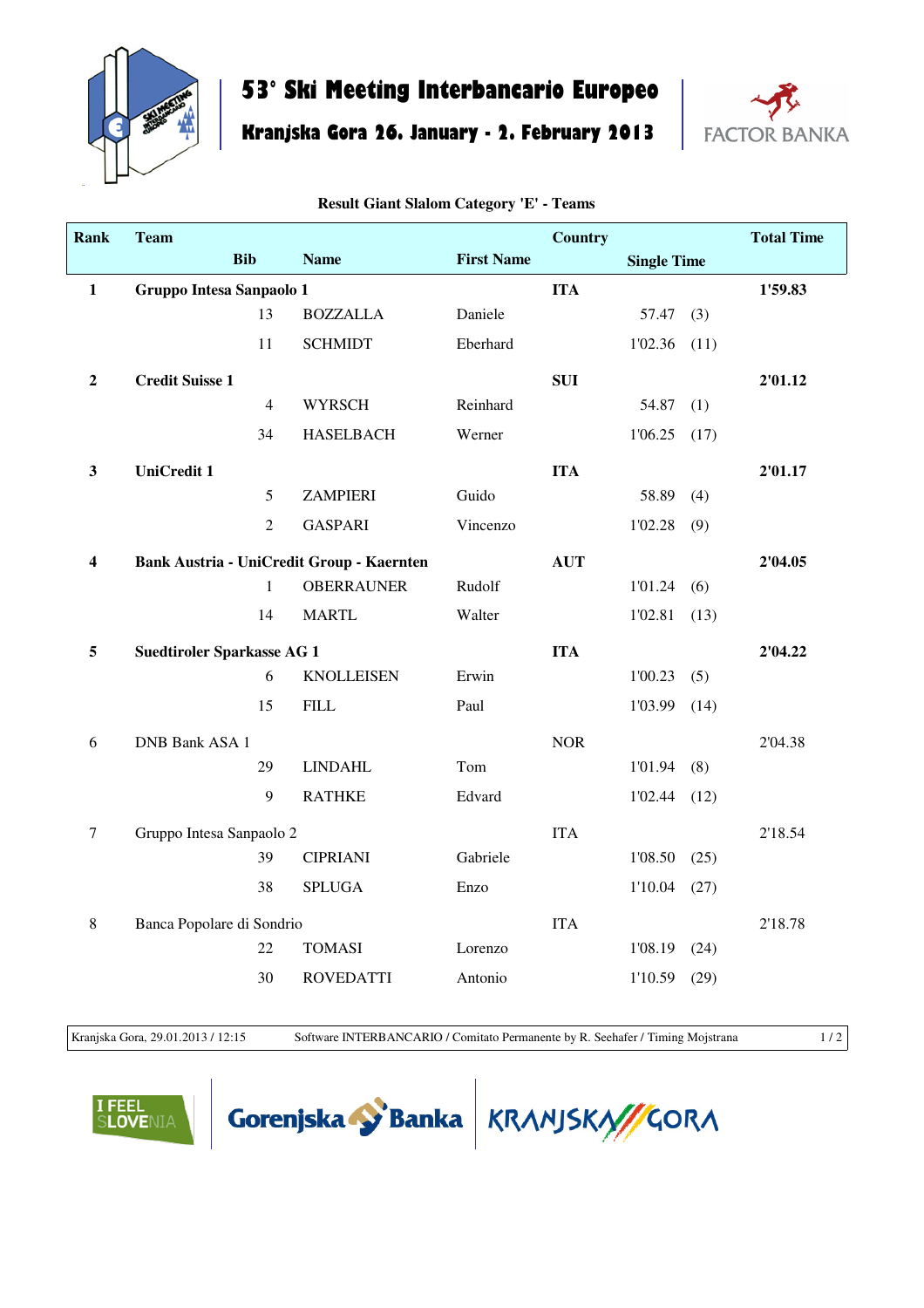# 53° Ski Meeting Interbancario Europeo

## Kranjska Gora 26. January - 2. February 2013

**Result Giant Slalom Category 'E' - Teams**

| Rank | Team | | | Country | | | Total Time |
|---|---|---|---|---|---|---|---|
| | Bib | Name | First Name | | Single Time | | |
| **1** | **Gruppo Intesa Sanpaolo 1** | | | **ITA** | | | **1'59.83** |
| | 13 | BOZZALLA | Daniele | | 57.47 | (3) | |
| | 11 | SCHMIDT | Eberhard | | 1'02.36 | (11) | |
| **2** | **Credit Suisse 1** | | | **SUI** | | | **2'01.12** |
| | 4 | WYRSCH | Reinhard | | 54.87 | (1) | |
| | 34 | HASELBACH | Werner | | 1'06.25 | (17) | |
| **3** | **UniCredit 1** | | | **ITA** | | | **2'01.17** |
| | 5 | ZAMPIERI | Guido | | 58.89 | (4) | |
| | 2 | GASPARI | Vincenzo | | 1'02.28 | (9) | |
| **4** | **Bank Austria - UniCredit Group - Kaernten** | | | **AUT** | | | **2'04.05** |
| | 1 | OBERRAUNER | Rudolf | | 1'01.24 | (6) | |
| | 14 | MARTL | Walter | | 1'02.81 | (13) | |
| **5** | **Suedtiroler Sparkasse AG 1** | | | **ITA** | | | **2'04.22** |
| | 6 | KNOLLEISEN | Erwin | | 1'00.23 | (5) | |
| | 15 | FILL | Paul | | 1'03.99 | (14) | |
| 6 | DNB Bank ASA 1 | | | NOR | | | 2'04.38 |
| | 29 | LINDAHL | Tom | | 1'01.94 | (8) | |
| | 9 | RATHKE | Edvard | | 1'02.44 | (12) | |
| 7 | Gruppo Intesa Sanpaolo 2 | | | ITA | | | 2'18.54 |
| | 39 | CIPRIANI | Gabriele | | 1'08.50 | (25) | |
| | 38 | SPLUGA | Enzo | | 1'10.04 | (27) | |
| 8 | Banca Popolare di Sondrio | | | ITA | | | 2'18.78 |
| | 22 | TOMASI | Lorenzo | | 1'08.19 | (24) | |
| | 30 | ROVEDATTI | Antonio | | 1'10.59 | (29) | |

Kranjska Gora, 29.01.2013 / 12:15 — Software INTERBANCARIO / Comitato Permanente by R. Seehafer / Timing Mojstrana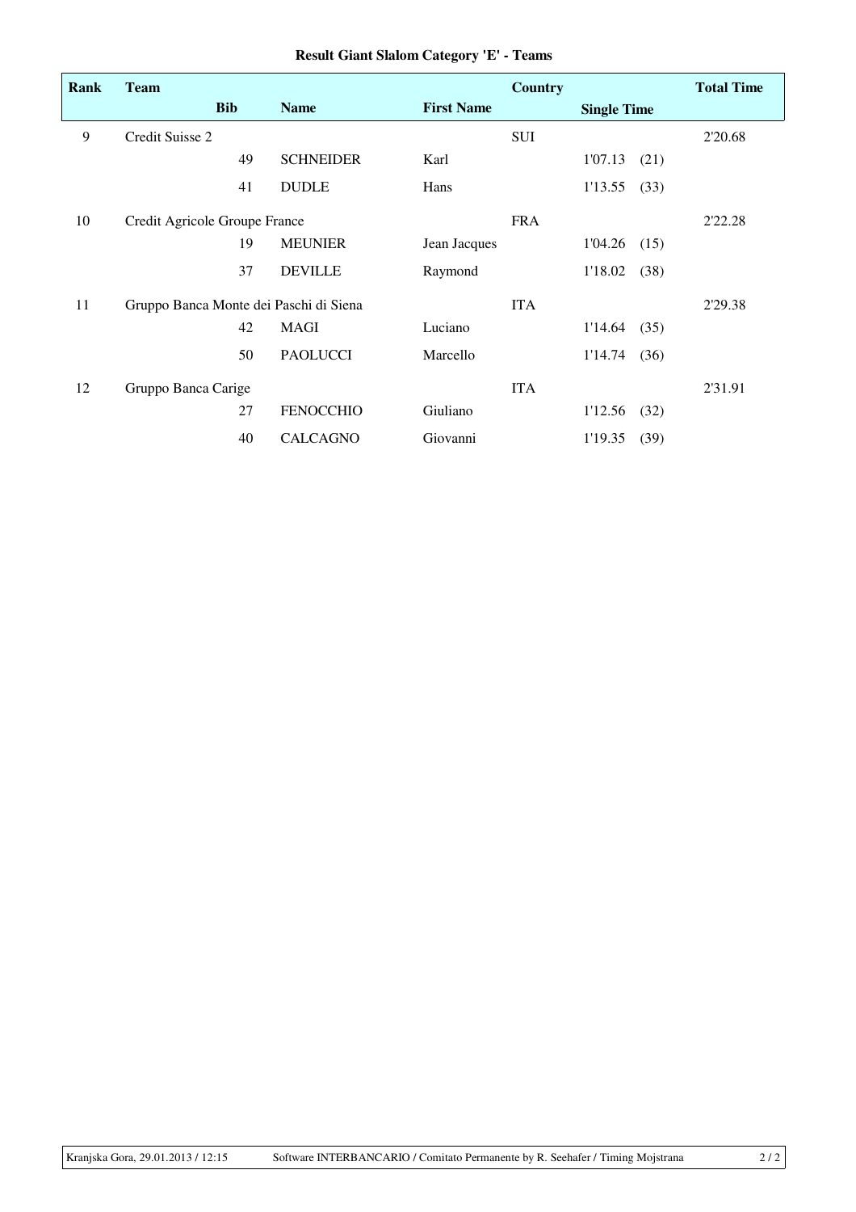# Result Giant Slalom Category 'E' - Teams

| Rank | Team | | | Country | | | Total Time |
|---|---|---|---|---|---|---|---|
| | Bib | Name | First Name | | Single Time | | |
| 9 | Credit Suisse 2 | | | SUI | | | 2'20.68 |
| | 49 | SCHNEIDER | Karl | | 1'07.13 | (21) | |
| | 41 | DUDLE | Hans | | 1'13.55 | (33) | |
| 10 | Credit Agricole Groupe France | | | FRA | | | 2'22.28 |
| | 19 | MEUNIER | Jean Jacques | | 1'04.26 | (15) | |
| | 37 | DEVILLE | Raymond | | 1'18.02 | (38) | |
| 11 | Gruppo Banca Monte dei Paschi di Siena | | | ITA | | | 2'29.38 |
| | 42 | MAGI | Luciano | | 1'14.64 | (35) | |
| | 50 | PAOLUCCI | Marcello | | 1'14.74 | (36) | |
| 12 | Gruppo Banca Carige | | | ITA | | | 2'31.91 |
| | 27 | FENOCCHIO | Giuliano | | 1'12.56 | (32) | |
| | 40 | CALCAGNO | Giovanni | | 1'19.35 | (39) | |

Kranjska Gora, 29.01.2013 / 12:15 Software INTERBANCARIO / Comitato Permanente by R. Seehafer / Timing Mojstrana